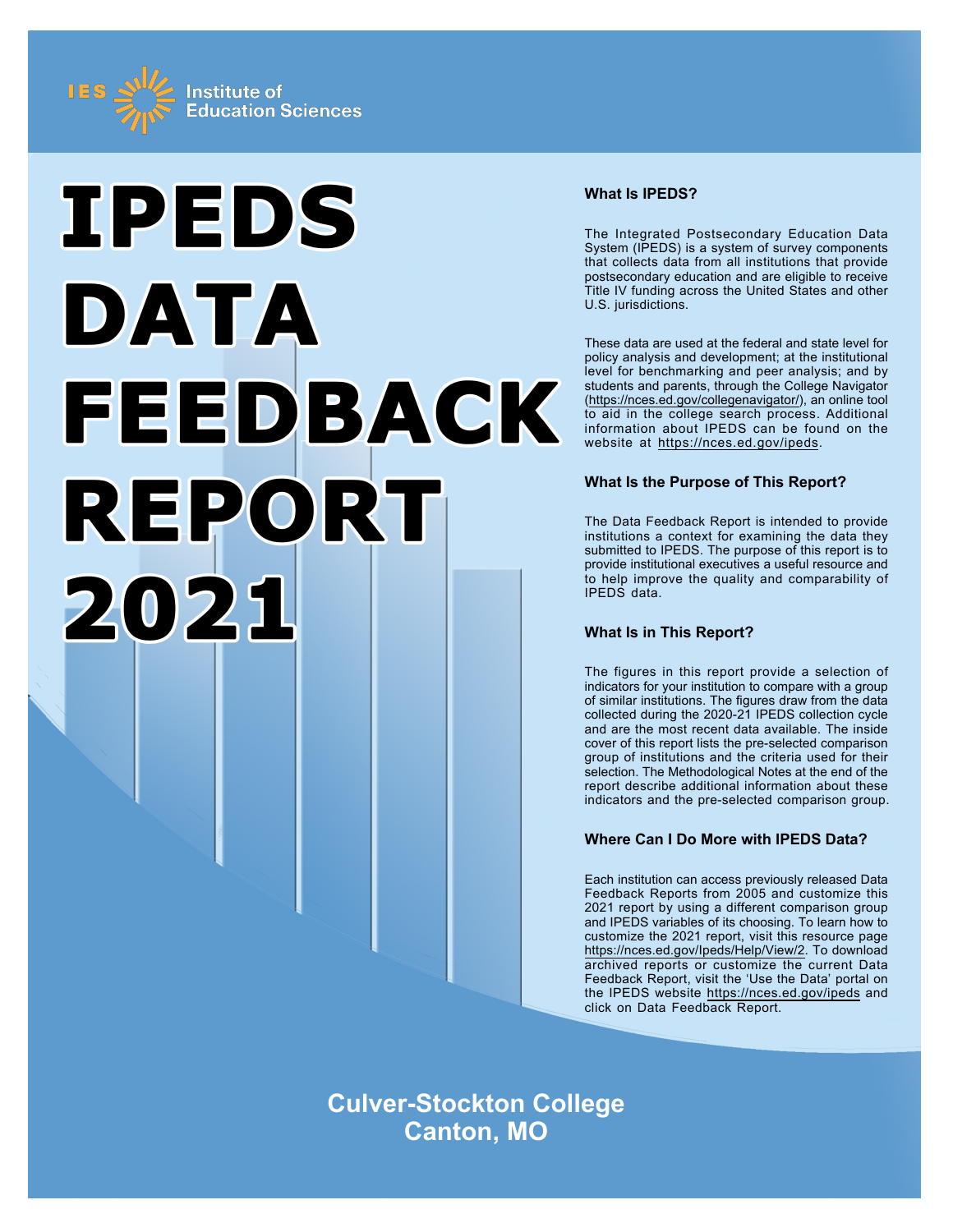Institute of Education Sciences

# IPEDS DATA FEEDBACK REPORT 2021

## What Is IPEDS?

The Integrated Postsecondary Education Data System (IPEDS) is a system of survey components that collects data from all institutions that provide postsecondary education and are eligible to receive Title IV funding across the United States and other U.S. jurisdictions.

These data are used at the federal and state level for policy analysis and development; at the institutional level for benchmarking and peer analysis; and by students and parents, through the College Navigator (https://nces.ed.gov/collegenavigator/), an online tool to aid in the college search process. Additional information about IPEDS can be found on the website at https://nces.ed.gov/ipeds.

## What Is the Purpose of This Report?

The Data Feedback Report is intended to provide institutions a context for examining the data they submitted to IPEDS. The purpose of this report is to provide institutional executives a useful resource and to help improve the quality and comparability of IPEDS data.

## What Is in This Report?

The figures in this report provide a selection of indicators for your institution to compare with a group of similar institutions. The figures draw from the data collected during the 2020-21 IPEDS collection cycle and are the most recent data available. The inside cover of this report lists the pre-selected comparison group of institutions and the criteria used for their selection. The Methodological Notes at the end of the report describe additional information about these indicators and the pre-selected comparison group.

## Where Can I Do More with IPEDS Data?

Each institution can access previously released Data Feedback Reports from 2005 and customize this 2021 report by using a different comparison group and IPEDS variables of its choosing. To learn how to customize the 2021 report, visit this resource page https://nces.ed.gov/Ipeds/Help/View/2. To download archived reports or customize the current Data Feedback Report, visit the 'Use the Data' portal on the IPEDS website https://nces.ed.gov/ipeds and click on Data Feedback Report.

**Culver-Stockton College**
**Canton, MO**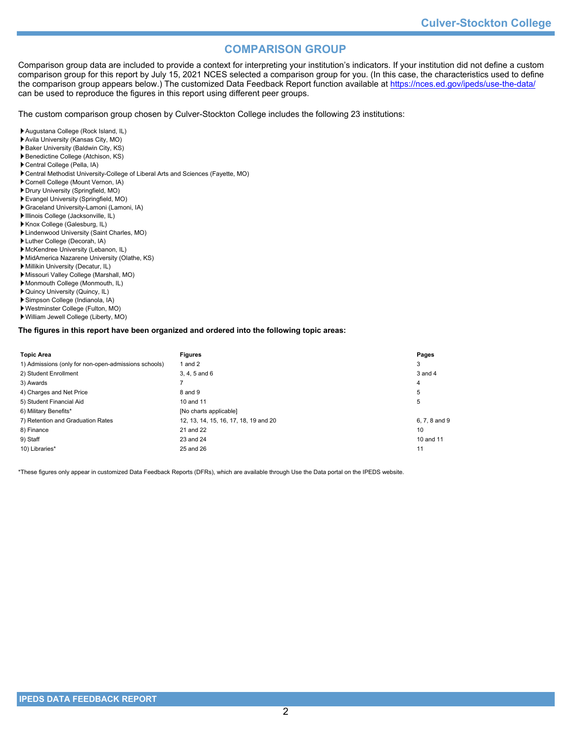# COMPARISON GROUP

Comparison group data are included to provide a context for interpreting your institution's indicators. If your institution did not define a custom comparison group for this report by July 15, 2021 NCES selected a comparison group for you. (In this case, the characteristics used to define the comparison group appears below.) The customized Data Feedback Report function available at https://nces.ed.gov/ipeds/use-the-data/ can be used to reproduce the figures in this report using different peer groups.

The custom comparison group chosen by Culver-Stockton College includes the following 23 institutions:

- Augustana College (Rock Island, IL)
- Avila University (Kansas City, MO)
- Baker University (Baldwin City, KS)
- Benedictine College (Atchison, KS)
- Central College (Pella, IA)
- Central Methodist University-College of Liberal Arts and Sciences (Fayette, MO)
- Cornell College (Mount Vernon, IA)
- Drury University (Springfield, MO)
- Evangel University (Springfield, MO)
- Graceland University-Lamoni (Lamoni, IA)
- Illinois College (Jacksonville, IL)
- Knox College (Galesburg, IL)
- Lindenwood University (Saint Charles, MO)
- Luther College (Decorah, IA)
- McKendree University (Lebanon, IL)
- MidAmerica Nazarene University (Olathe, KS)
- Millikin University (Decatur, IL)
- Missouri Valley College (Marshall, MO)
- Monmouth College (Monmouth, IL)
- Quincy University (Quincy, IL)
- Simpson College (Indianola, IA)
- Westminster College (Fulton, MO)
- William Jewell College (Liberty, MO)

**The figures in this report have been organized and ordered into the following topic areas:**

| Topic Area | Figures | Pages |
|---|---|---|
| 1) Admissions (only for non-open-admissions schools) | 1 and 2 | 3 |
| 2) Student Enrollment | 3, 4, 5 and 6 | 3 and 4 |
| 3) Awards | 7 | 4 |
| 4) Charges and Net Price | 8 and 9 | 5 |
| 5) Student Financial Aid | 10 and 11 | 5 |
| 6) Military Benefits* | [No charts applicable] | |
| 7) Retention and Graduation Rates | 12, 13, 14, 15, 16, 17, 18, 19 and 20 | 6, 7, 8 and 9 |
| 8) Finance | 21 and 22 | 10 |
| 9) Staff | 23 and 24 | 10 and 11 |
| 10) Libraries* | 25 and 26 | 11 |

*These figures only appear in customized Data Feedback Reports (DFRs), which are available through Use the Data portal on the IPEDS website.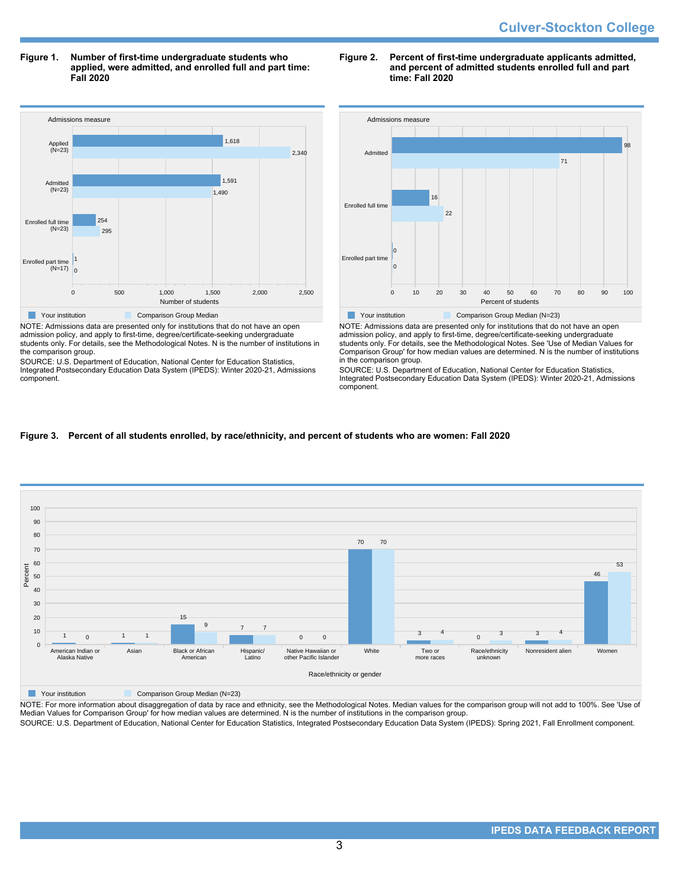**Figure 1. Number of first-time undergraduate students who applied, were admitted, and enrolled full and part time: Fall 2020**

| Admissions measure | Your institution | Comparison Group Median |
|---|---|---|
| Applied (N=23) | 1,618 | 2,340 |
| Admitted (N=23) | 1,591 | 1,490 |
| Enrolled full time (N=23) | 254 | 295 |
| Enrolled part time (N=17) | 1 | 0 |

NOTE: Admissions data are presented only for institutions that do not have an open admission policy, and apply to first-time, degree/certificate-seeking undergraduate students only. For details, see the Methodological Notes. N is the number of institutions in the comparison group.

SOURCE: U.S. Department of Education, National Center for Education Statistics, Integrated Postsecondary Education Data System (IPEDS): Winter 2020-21, Admissions component.

**Figure 2. Percent of first-time undergraduate applicants admitted, and percent of admitted students enrolled full and part time: Fall 2020**

| Admissions measure | Your institution | Comparison Group Median (N=23) |
|---|---|---|
| Admitted | 98 | 71 |
| Enrolled full time | 16 | 22 |
| Enrolled part time | 0 | 0 |

NOTE: Admissions data are presented only for institutions that do not have an open admission policy, and apply to first-time, degree/certificate-seeking undergraduate students only. For details, see the Methodological Notes. See 'Use of Median Values for Comparison Group' for how median values are determined. N is the number of institutions in the comparison group.

SOURCE: U.S. Department of Education, National Center for Education Statistics, Integrated Postsecondary Education Data System (IPEDS): Winter 2020-21, Admissions component.

**Figure 3. Percent of all students enrolled, by race/ethnicity, and percent of students who are women: Fall 2020**

| Race/ethnicity or gender | Your institution | Comparison Group Median (N=23) |
|---|---|---|
| American Indian or Alaska Native | 1 | 0 |
| Asian | 1 | 1 |
| Black or African American | 15 | 9 |
| Hispanic/Latino | 7 | 7 |
| Native Hawaiian or other Pacific Islander | 0 | 0 |
| White | 70 | 70 |
| Two or more races | 3 | 4 |
| Race/ethnicity unknown | 0 | 3 |
| Nonresident alien | 3 | 4 |
| Women | 46 | 53 |

NOTE: For more information about disaggregation of data by race and ethnicity, see the Methodological Notes. Median values for the comparison group will not add to 100%. See 'Use of Median Values for Comparison Group' for how median values are determined. N is the number of institutions in the comparison group.

SOURCE: U.S. Department of Education, National Center for Education Statistics, Integrated Postsecondary Education Data System (IPEDS): Spring 2021, Fall Enrollment component.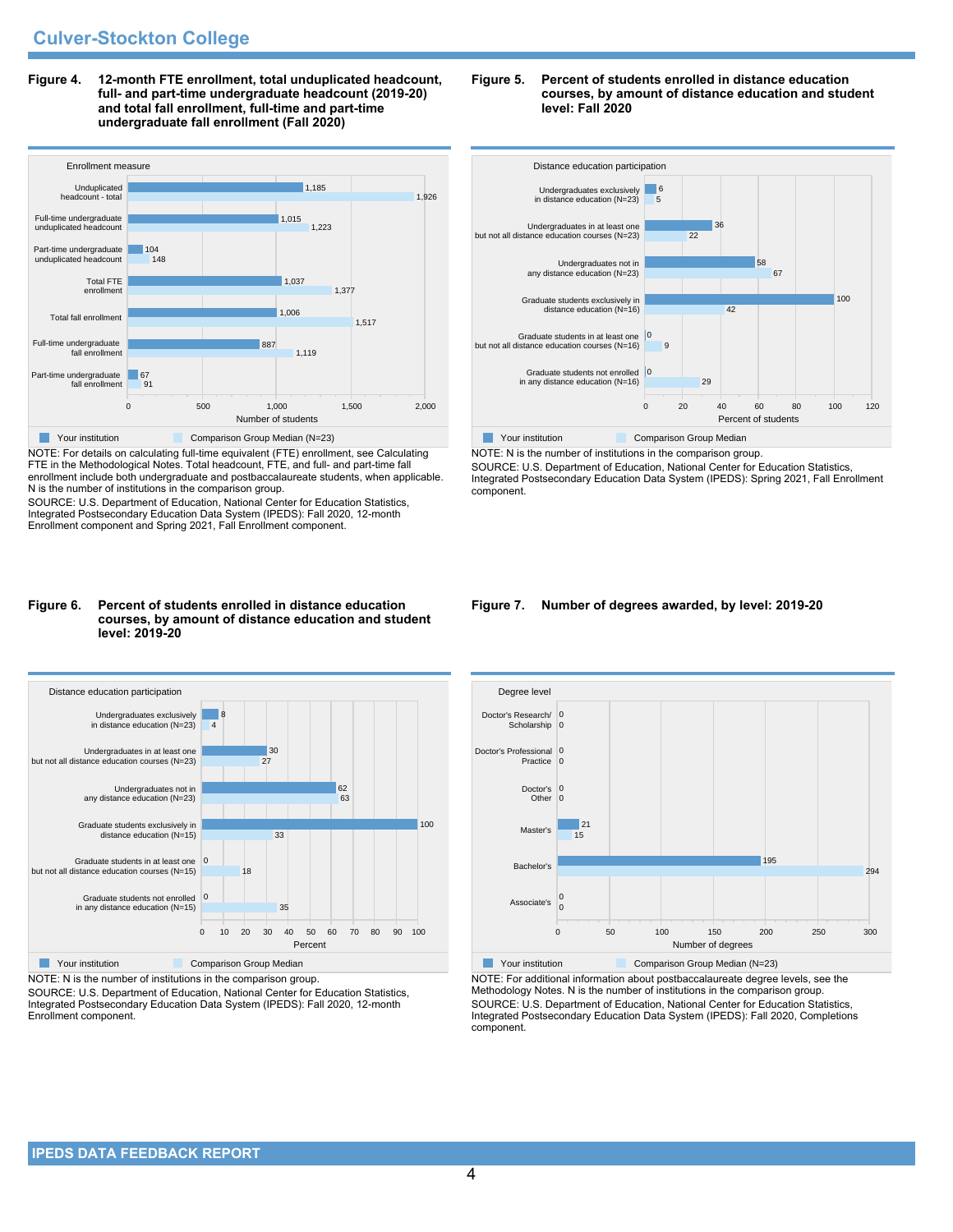Culver-Stockton College

**Figure 4. 12-month FTE enrollment, total unduplicated headcount, full- and part-time undergraduate headcount (2019-20) and total fall enrollment, full-time and part-time undergraduate fall enrollment (Fall 2020)**

| Enrollment measure | Your institution | Comparison Group Median (N=23) |
|---|---|---|
| Unduplicated headcount - total | 1,185 | 1,926 |
| Full-time undergraduate unduplicated headcount | 1,015 | 1,223 |
| Part-time undergraduate unduplicated headcount | 104 | 148 |
| Total FTE enrollment | 1,037 | 1,377 |
| Total fall enrollment | 1,006 | 1,517 |
| Full-time undergraduate fall enrollment | 887 | 1,119 |
| Part-time undergraduate fall enrollment | 67 | 91 |

NOTE: For details on calculating full-time equivalent (FTE) enrollment, see Calculating FTE in the Methodological Notes. Total headcount, FTE, and full- and part-time fall enrollment include both undergraduate and postbaccalaureate students, when applicable. N is the number of institutions in the comparison group.
SOURCE: U.S. Department of Education, National Center for Education Statistics, Integrated Postsecondary Education Data System (IPEDS): Fall 2020, 12-month Enrollment component and Spring 2021, Fall Enrollment component.

**Figure 5. Percent of students enrolled in distance education courses, by amount of distance education and student level: Fall 2020**

| Distance education participation | Your institution | Comparison Group Median |
|---|---|---|
| Undergraduates exclusively in distance education (N=23) | 6 | 5 |
| Undergraduates in at least one but not all distance education courses (N=23) | 36 | 22 |
| Undergraduates not in any distance education (N=23) | 58 | 67 |
| Graduate students exclusively in distance education (N=16) | 100 | 42 |
| Graduate students in at least one but not all distance education courses (N=16) | 0 | 9 |
| Graduate students not enrolled in any distance education (N=16) | 0 | 29 |

NOTE: N is the number of institutions in the comparison group.
SOURCE: U.S. Department of Education, National Center for Education Statistics, Integrated Postsecondary Education Data System (IPEDS): Spring 2021, Fall Enrollment component.

**Figure 6. Percent of students enrolled in distance education courses, by amount of distance education and student level: 2019-20**

| Distance education participation | Your institution | Comparison Group Median |
|---|---|---|
| Undergraduates exclusively in distance education (N=23) | 8 | 4 |
| Undergraduates in at least one but not all distance education courses (N=23) | 30 | 27 |
| Undergraduates not in any distance education (N=23) | 62 | 63 |
| Graduate students exclusively in distance education (N=15) | 100 | 33 |
| Graduate students in at least one but not all distance education courses (N=15) | 0 | 18 |
| Graduate students not enrolled in any distance education (N=15) | 0 | 35 |

NOTE: N is the number of institutions in the comparison group.
SOURCE: U.S. Department of Education, National Center for Education Statistics, Integrated Postsecondary Education Data System (IPEDS): Fall 2020, 12-month Enrollment component.

**Figure 7. Number of degrees awarded, by level: 2019-20**

| Degree level | Your institution | Comparison Group Median (N=23) |
|---|---|---|
| Doctor's Research/ Scholarship | 0 | 0 |
| Doctor's Professional Practice | 0 | 0 |
| Doctor's Other | 0 | 0 |
| Master's | 21 | 15 |
| Bachelor's | 195 | 294 |
| Associate's | 0 | 0 |

NOTE: For additional information about postbaccalaureate degree levels, see the Methodology Notes. N is the number of institutions in the comparison group.
SOURCE: U.S. Department of Education, National Center for Education Statistics, Integrated Postsecondary Education Data System (IPEDS): Fall 2020, Completions component.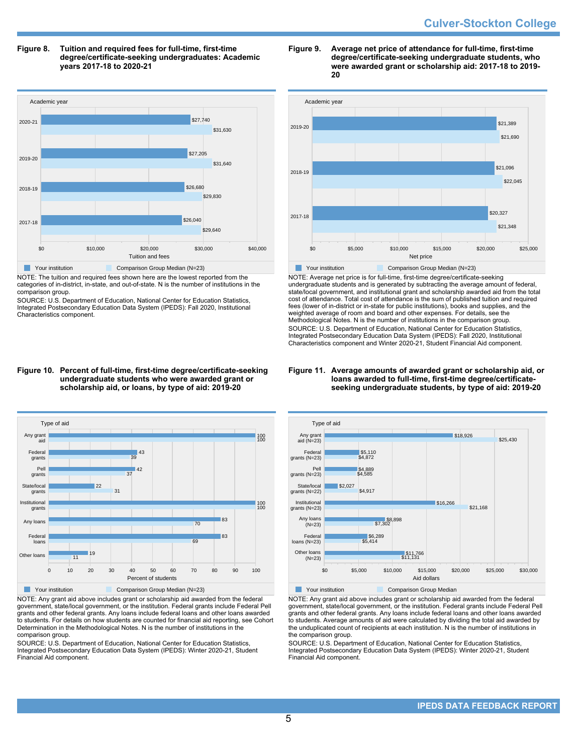Figure 8. Tuition and required fees for full-time, first-time degree/certificate-seeking undergraduates: Academic years 2017-18 to 2020-21

| Academic year | Your institution | Comparison Group Median (N=23) |
| --- | --- | --- |
| 2020-21 | $27,740 | $31,630 |
| 2019-20 | $27,205 | $31,640 |
| 2018-19 | $26,680 | $29,830 |
| 2017-18 | $26,040 | $29,640 |

NOTE: The tuition and required fees shown here are the lowest reported from the categories of in-district, in-state, and out-of-state. N is the number of institutions in the comparison group.

SOURCE: U.S. Department of Education, National Center for Education Statistics, Integrated Postsecondary Education Data System (IPEDS): Fall 2020, Institutional Characteristics component.

Figure 9. Average net price of attendance for full-time, first-time degree/certificate-seeking undergraduate students, who were awarded grant or scholarship aid: 2017-18 to 2019-20

| Academic year | Your institution | Comparison Group Median (N=23) |
| --- | --- | --- |
| 2019-20 | $21,389 | $21,690 |
| 2018-19 | $21,096 | $22,045 |
| 2017-18 | $20,327 | $21,348 |

NOTE: Average net price is for full-time, first-time degree/certificate-seeking undergraduate students and is generated by subtracting the average amount of federal, state/local government, and institutional grant and scholarship awarded aid from the total cost of attendance. Total cost of attendance is the sum of published tuition and required fees (lower of in-district or in-state for public institutions), books and supplies, and the weighted average of room and board and other expenses. For details, see the Methodological Notes. N is the number of institutions in the comparison group.

SOURCE: U.S. Department of Education, National Center for Education Statistics, Integrated Postsecondary Education Data System (IPEDS): Fall 2020, Institutional Characteristics component and Winter 2020-21, Student Financial Aid component.

Figure 10. Percent of full-time, first-time degree/certificate-seeking undergraduate students who were awarded grant or scholarship aid, or loans, by type of aid: 2019-20

| Type of aid | Your institution | Comparison Group Median (N=23) |
| --- | --- | --- |
| Any grant aid | 100 | 100 |
| Federal grants | 43 | 39 |
| Pell grants | 42 | 37 |
| State/local grants | 22 | 31 |
| Institutional grants | 100 | 100 |
| Any loans | 83 | 70 |
| Federal loans | 83 | 69 |
| Other loans | 19 | 11 |

NOTE: Any grant aid above includes grant or scholarship aid awarded from the federal government, state/local government, or the institution. Federal grants include Federal Pell grants and other federal grants. Any loans include federal loans and other loans awarded to students. For details on how students are counted for financial aid reporting, see Cohort Determination in the Methodological Notes. N is the number of institutions in the comparison group.

SOURCE: U.S. Department of Education, National Center for Education Statistics, Integrated Postsecondary Education Data System (IPEDS): Winter 2020-21, Student Financial Aid component.

Figure 11. Average amounts of awarded grant or scholarship aid, or loans awarded to full-time, first-time degree/certificate-seeking undergraduate students, by type of aid: 2019-20

| Type of aid | Your institution | Comparison Group Median |
| --- | --- | --- |
| Any grant aid (N=23) | $18,926 | $25,430 |
| Federal grants (N=23) | $5,110 | $4,872 |
| Pell grants (N=23) | $4,889 | $4,585 |
| State/local grants (N=22) | $2,027 | $4,917 |
| Institutional grants (N=23) | $16,266 | $21,168 |
| Any loans (N=23) | $8,898 | $7,302 |
| Federal loans (N=23) | $6,289 | $5,414 |
| Other loans (N=23) | $11,766 | $11,131 |

NOTE: Any grant aid above includes grant or scholarship aid awarded from the federal government, state/local government, or the institution. Federal grants include Federal Pell grants and other federal grants. Any loans include federal loans and other loans awarded to students. Average amounts of aid were calculated by dividing the total aid awarded by the unduplicated count of recipients at each institution. N is the number of institutions in the comparison group.

SOURCE: U.S. Department of Education, National Center for Education Statistics, Integrated Postsecondary Education Data System (IPEDS): Winter 2020-21, Student Financial Aid component.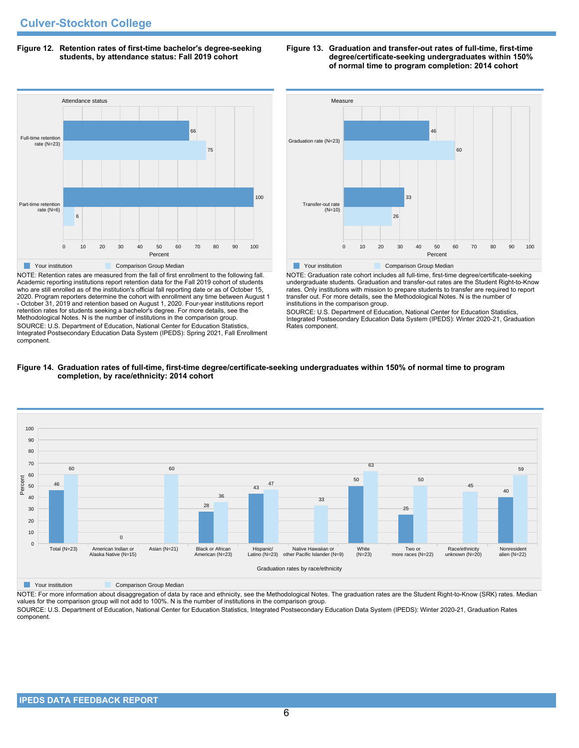## Culver-Stockton College

**Figure 12. Retention rates of first-time bachelor's degree-seeking students, by attendance status: Fall 2019 cohort**

| Attendance status | Your institution | Comparison Group Median |
|---|---|---|
| Full-time retention rate (N=23) | 66 | 75 |
| Part-time retention rate (N=6) | 100 | 6 |

NOTE: Retention rates are measured from the fall of first enrollment to the following fall. Academic reporting institutions report retention data for the Fall 2019 cohort of students who are still enrolled as of the institution's official fall reporting date or as of October 15, 2020. Program reporters determine the cohort with enrollment any time between August 1 - October 31, 2019 and retention based on August 1, 2020. Four-year institutions report retention rates for students seeking a bachelor's degree. For more details, see the Methodological Notes. N is the number of institutions in the comparison group.

SOURCE: U.S. Department of Education, National Center for Education Statistics, Integrated Postsecondary Education Data System (IPEDS): Spring 2021, Fall Enrollment component.

**Figure 13. Graduation and transfer-out rates of full-time, first-time degree/certificate-seeking undergraduates within 150% of normal time to program completion: 2014 cohort**

| Measure | Your institution | Comparison Group Median |
|---|---|---|
| Graduation rate (N=23) | 46 | 60 |
| Transfer-out rate (N=10) | 33 | 26 |

NOTE: Graduation rate cohort includes all full-time, first-time degree/certificate-seeking undergraduate students. Graduation and transfer-out rates are the Student Right-to-Know rates. Only institutions with mission to prepare students to transfer are required to report transfer out. For more details, see the Methodological Notes. N is the number of institutions in the comparison group.

SOURCE: U.S. Department of Education, National Center for Education Statistics, Integrated Postsecondary Education Data System (IPEDS): Winter 2020-21, Graduation Rates component.

**Figure 14. Graduation rates of full-time, first-time degree/certificate-seeking undergraduates within 150% of normal time to program completion, by race/ethnicity: 2014 cohort**

| Graduation rates by race/ethnicity | Your institution | Comparison Group Median |
|---|---|---|
| Total (N=23) | 46 | 60 |
| American Indian or Alaska Native (N=15) | | 0 |
| Asian (N=21) | | 60 |
| Black or African American (N=23) | 28 | 36 |
| Hispanic/ Latino (N=23) | 43 | 47 |
| Native Hawaiian or other Pacific Islander (N=9) | | 33 |
| White (N=23) | 50 | 63 |
| Two or more races (N=22) | 25 | 50 |
| Race/ethnicity unknown (N=20) | | 45 |
| Nonresident alien (N=22) | 40 | 59 |

NOTE: For more information about disaggregation of data by race and ethnicity, see the Methodological Notes. The graduation rates are the Student Right-to-Know (SRK) rates. Median values for the comparison group will not add to 100%. N is the number of institutions in the comparison group.

SOURCE: U.S. Department of Education, National Center for Education Statistics, Integrated Postsecondary Education Data System (IPEDS): Winter 2020-21, Graduation Rates component.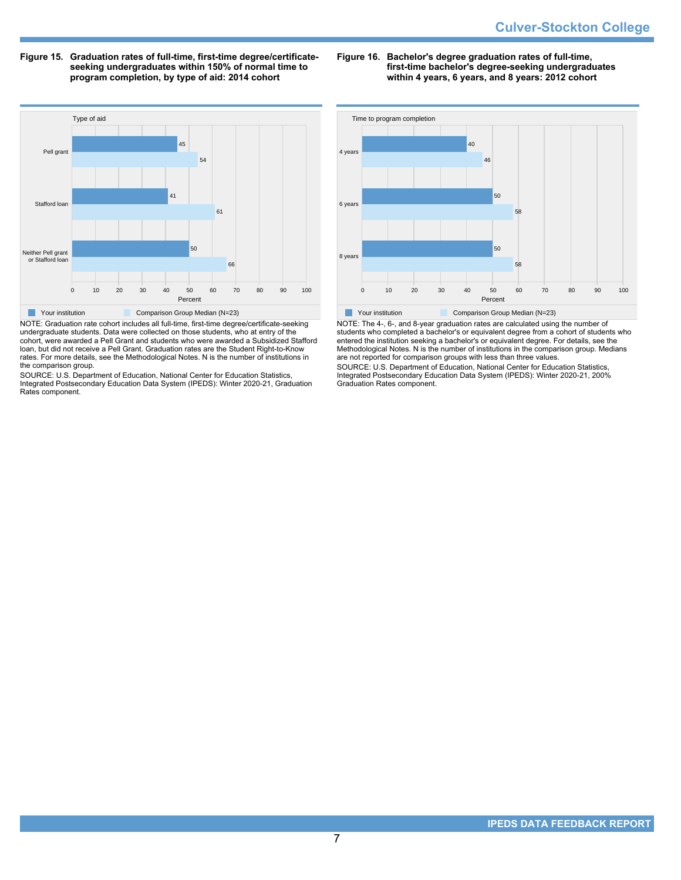**Figure 15. Graduation rates of full-time, first-time degree/certificate-seeking undergraduates within 150% of normal time to program completion, by type of aid: 2014 cohort**

| Type of aid | Your institution | Comparison Group Median (N=23) |
|---|---|---|
| Pell grant | 45 | 54 |
| Stafford loan | 41 | 61 |
| Neither Pell grant or Stafford loan | 50 | 66 |

NOTE: Graduation rate cohort includes all full-time, first-time degree/certificate-seeking undergraduate students. Data were collected on those students, who at entry of the cohort, were awarded a Pell Grant and students who were awarded a Subsidized Stafford loan, but did not receive a Pell Grant. Graduation rates are the Student Right-to-Know rates. For more details, see the Methodological Notes. N is the number of institutions in the comparison group.

SOURCE: U.S. Department of Education, National Center for Education Statistics, Integrated Postsecondary Education Data System (IPEDS): Winter 2020-21, Graduation Rates component.

**Figure 16. Bachelor's degree graduation rates of full-time, first-time bachelor's degree-seeking undergraduates within 4 years, 6 years, and 8 years: 2012 cohort**

| Time to program completion | Your institution | Comparison Group Median (N=23) |
|---|---|---|
| 4 years | 40 | 46 |
| 6 years | 50 | 58 |
| 8 years | 50 | 58 |

NOTE: The 4-, 6-, and 8-year graduation rates are calculated using the number of students who completed a bachelor's or equivalent degree from a cohort of students who entered the institution seeking a bachelor's or equivalent degree. For details, see the Methodological Notes. N is the number of institutions in the comparison group. Medians are not reported for comparison groups with less than three values.

SOURCE: U.S. Department of Education, National Center for Education Statistics, Integrated Postsecondary Education Data System (IPEDS): Winter 2020-21, 200% Graduation Rates component.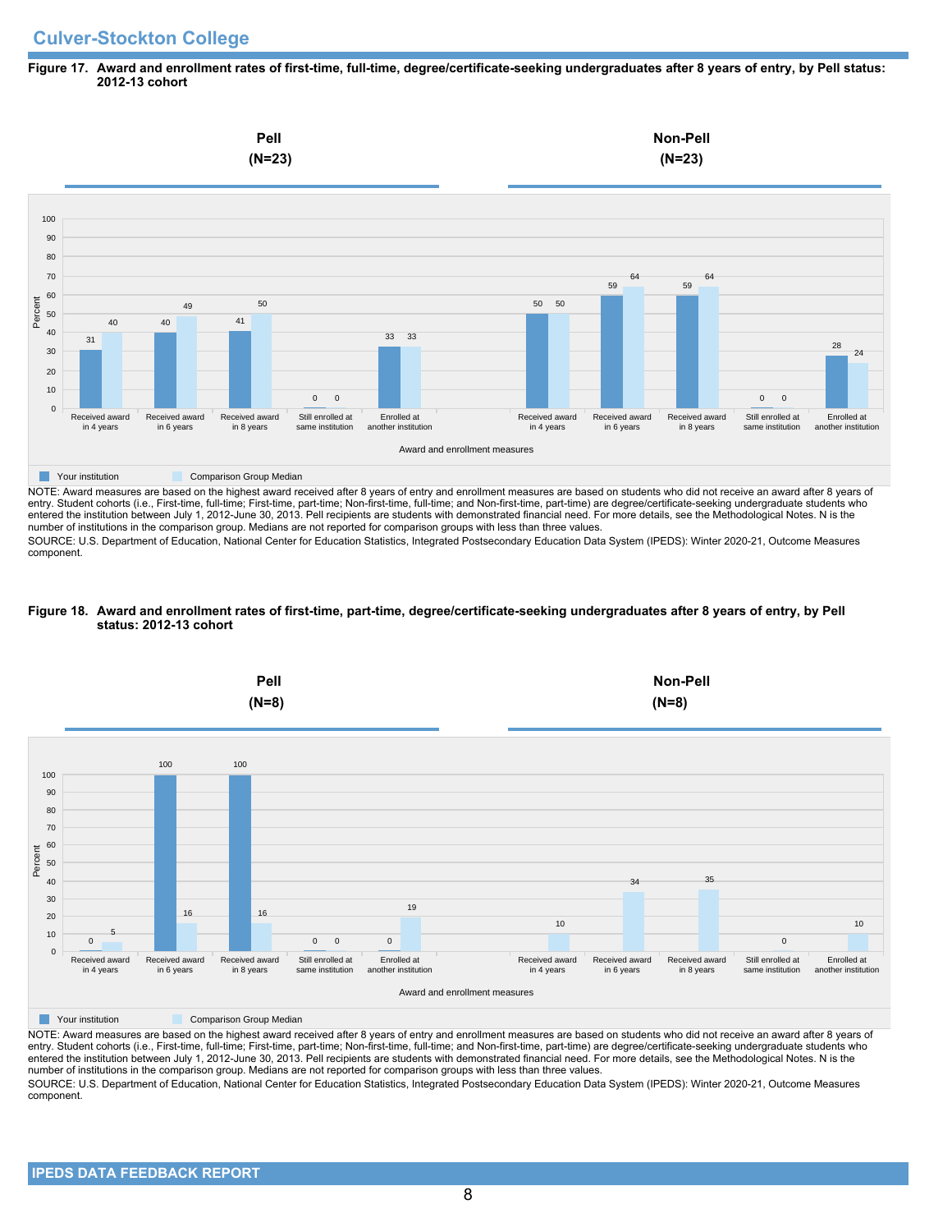## Culver-Stockton College

**Figure 17. Award and enrollment rates of first-time, full-time, degree/certificate-seeking undergraduates after 8 years of entry, by Pell status: 2012-13 cohort**

**Pell (N=23)**

| Award and enrollment measures | Your institution | Comparison Group Median |
|---|---|---|
| Received award in 4 years | 31 | 40 |
| Received award in 6 years | 40 | 49 |
| Received award in 8 years | 41 | 50 |
| Still enrolled at same institution | 0 | 0 |
| Enrolled at another institution | 33 | 33 |

**Non-Pell (N=23)**

| Award and enrollment measures | Your institution | Comparison Group Median |
|---|---|---|
| Received award in 4 years | 50 | 50 |
| Received award in 6 years | 59 | 64 |
| Received award in 8 years | 59 | 64 |
| Still enrolled at same institution | 0 | 0 |
| Enrolled at another institution | 28 | 24 |

NOTE: Award measures are based on the highest award received after 8 years of entry and enrollment measures are based on students who did not receive an award after 8 years of entry. Student cohorts (i.e., First-time, full-time; First-time, part-time; Non-first-time, full-time; and Non-first-time, part-time) are degree/certificate-seeking undergraduate students who entered the institution between July 1, 2012-June 30, 2013. Pell recipients are students with demonstrated financial need. For more details, see the Methodological Notes. N is the number of institutions in the comparison group. Medians are not reported for comparison groups with less than three values.

SOURCE: U.S. Department of Education, National Center for Education Statistics, Integrated Postsecondary Education Data System (IPEDS): Winter 2020-21, Outcome Measures component.

**Figure 18. Award and enrollment rates of first-time, part-time, degree/certificate-seeking undergraduates after 8 years of entry, by Pell status: 2012-13 cohort**

**Pell (N=8)**

| Award and enrollment measures | Your institution | Comparison Group Median |
|---|---|---|
| Received award in 4 years | 0 | 5 |
| Received award in 6 years | 100 | 16 |
| Received award in 8 years | 100 | 16 |
| Still enrolled at same institution | 0 | 0 |
| Enrolled at another institution | 0 | 19 |

**Non-Pell (N=8)**

| Award and enrollment measures | Your institution | Comparison Group Median |
|---|---|---|
| Received award in 4 years | | 10 |
| Received award in 6 years | | 34 |
| Received award in 8 years | | 35 |
| Still enrolled at same institution | | 0 |
| Enrolled at another institution | | 10 |

NOTE: Award measures are based on the highest award received after 8 years of entry and enrollment measures are based on students who did not receive an award after 8 years of entry. Student cohorts (i.e., First-time, full-time; First-time, part-time; Non-first-time, full-time; and Non-first-time, part-time) are degree/certificate-seeking undergraduate students who entered the institution between July 1, 2012-June 30, 2013. Pell recipients are students with demonstrated financial need. For more details, see the Methodological Notes. N is the number of institutions in the comparison group. Medians are not reported for comparison groups with less than three values.

SOURCE: U.S. Department of Education, National Center for Education Statistics, Integrated Postsecondary Education Data System (IPEDS): Winter 2020-21, Outcome Measures component.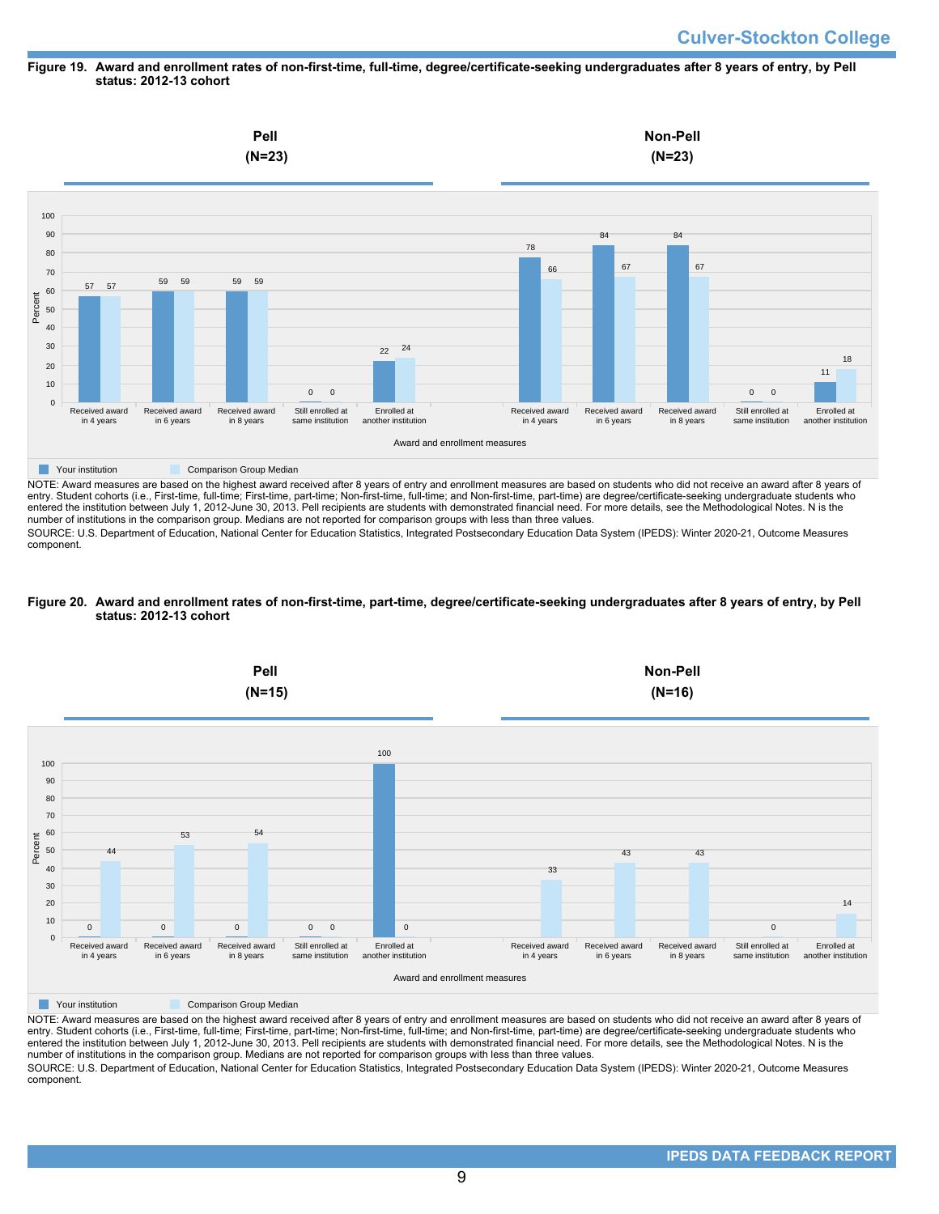**Figure 19. Award and enrollment rates of non-first-time, full-time, degree/certificate-seeking undergraduates after 8 years of entry, by Pell status: 2012-13 cohort**

| Award and enrollment measures | Pell (N=23) Your institution | Pell (N=23) Comparison Group Median | Non-Pell (N=23) Your institution | Non-Pell (N=23) Comparison Group Median |
|---|---|---|---|---|
| Received award in 4 years | 57 | 57 | 78 | 66 |
| Received award in 6 years | 59 | 59 | 84 | 67 |
| Received award in 8 years | 59 | 59 | 84 | 67 |
| Still enrolled at same institution | 0 | 0 | 0 | 0 |
| Enrolled at another institution | 22 | 24 | 11 | 18 |

NOTE: Award measures are based on the highest award received after 8 years of entry and enrollment measures are based on students who did not receive an award after 8 years of entry. Student cohorts (i.e., First-time, full-time; First-time, part-time; Non-first-time, full-time; and Non-first-time, part-time) are degree/certificate-seeking undergraduate students who entered the institution between July 1, 2012-June 30, 2013. Pell recipients are students with demonstrated financial need. For more details, see the Methodological Notes. N is the number of institutions in the comparison group. Medians are not reported for comparison groups with less than three values.

SOURCE: U.S. Department of Education, National Center for Education Statistics, Integrated Postsecondary Education Data System (IPEDS): Winter 2020-21, Outcome Measures component.

**Figure 20. Award and enrollment rates of non-first-time, part-time, degree/certificate-seeking undergraduates after 8 years of entry, by Pell status: 2012-13 cohort**

| Award and enrollment measures | Pell (N=15) Your institution | Pell (N=15) Comparison Group Median | Non-Pell (N=16) Your institution | Non-Pell (N=16) Comparison Group Median |
|---|---|---|---|---|
| Received award in 4 years | 0 | 44 | | 33 |
| Received award in 6 years | 0 | 53 | | 43 |
| Received award in 8 years | 0 | 54 | | 43 |
| Still enrolled at same institution | 0 | 0 | | 0 |
| Enrolled at another institution | 100 | 0 | | 14 |

NOTE: Award measures are based on the highest award received after 8 years of entry and enrollment measures are based on students who did not receive an award after 8 years of entry. Student cohorts (i.e., First-time, full-time; First-time, part-time; Non-first-time, full-time; and Non-first-time, part-time) are degree/certificate-seeking undergraduate students who entered the institution between July 1, 2012-June 30, 2013. Pell recipients are students with demonstrated financial need. For more details, see the Methodological Notes. N is the number of institutions in the comparison group. Medians are not reported for comparison groups with less than three values.

SOURCE: U.S. Department of Education, National Center for Education Statistics, Integrated Postsecondary Education Data System (IPEDS): Winter 2020-21, Outcome Measures component.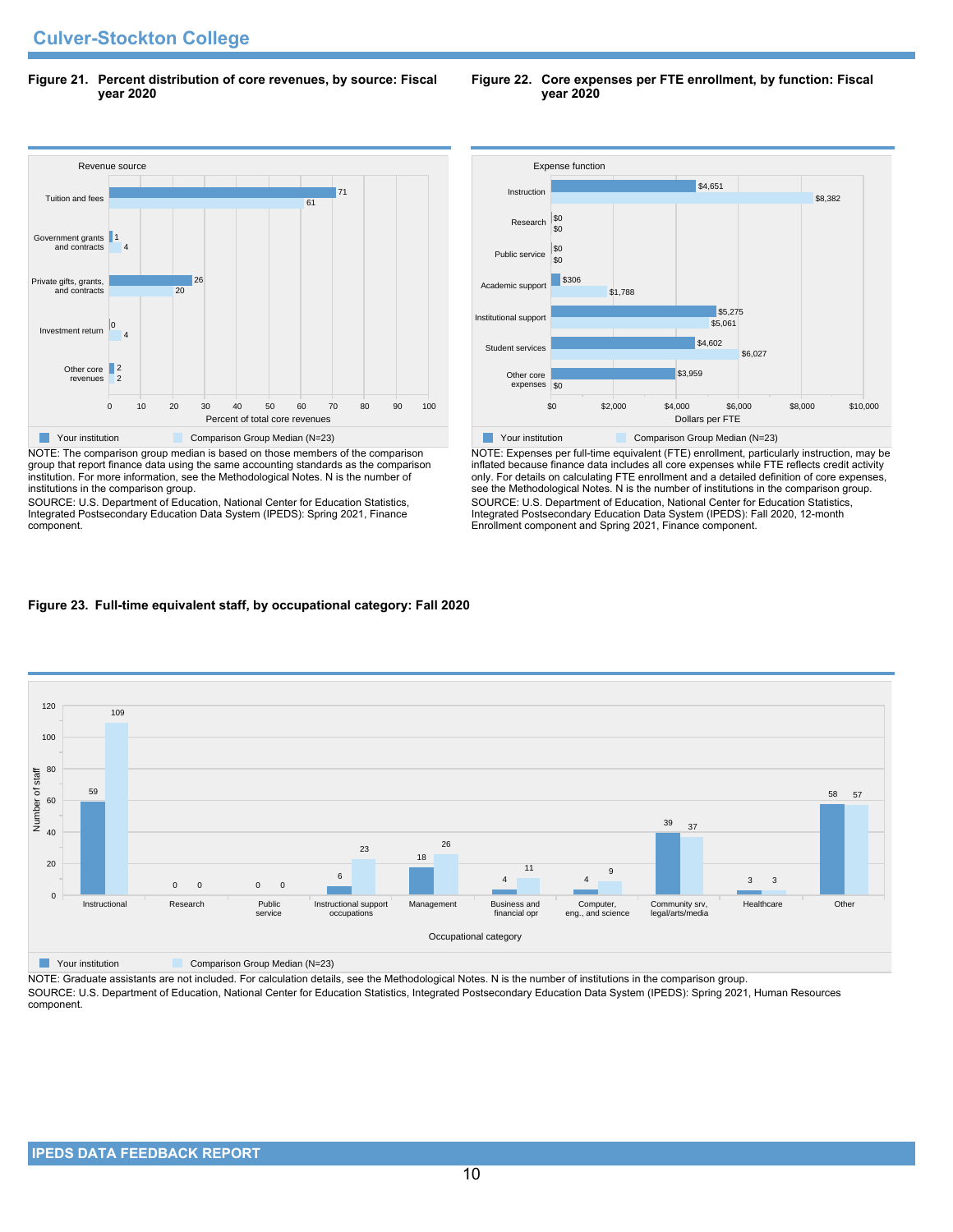## Culver-Stockton College

**Figure 21. Percent distribution of core revenues, by source: Fiscal year 2020**

| Revenue source | Your institution | Comparison Group Median (N=23) |
|---|---|---|
| Tuition and fees | 71 | 61 |
| Government grants and contracts | 1 | 4 |
| Private gifts, grants, and contracts | 26 | 20 |
| Investment return | 0 | 4 |
| Other core revenues | 2 | 2 |

Percent of total core revenues

NOTE: The comparison group median is based on those members of the comparison group that report finance data using the same accounting standards as the comparison institution. For more information, see the Methodological Notes. N is the number of institutions in the comparison group.
SOURCE: U.S. Department of Education, National Center for Education Statistics, Integrated Postsecondary Education Data System (IPEDS): Spring 2021, Finance component.

**Figure 22. Core expenses per FTE enrollment, by function: Fiscal year 2020**

| Expense function | Your institution | Comparison Group Median (N=23) |
|---|---|---|
| Instruction | $4,651 | $8,382 |
| Research | $0 | $0 |
| Public service | $0 | $0 |
| Academic support | $306 | $1,788 |
| Institutional support | $5,275 | $5,061 |
| Student services | $4,602 | $6,027 |
| Other core expenses | $3,959 | $0 |

Dollars per FTE

NOTE: Expenses per full-time equivalent (FTE) enrollment, particularly instruction, may be inflated because finance data includes all core expenses while FTE reflects credit activity only. For details on calculating FTE enrollment and a detailed definition of core expenses, see the Methodological Notes. N is the number of institutions in the comparison group.
SOURCE: U.S. Department of Education, National Center for Education Statistics, Integrated Postsecondary Education Data System (IPEDS): Fall 2020, 12-month Enrollment component and Spring 2021, Finance component.

**Figure 23. Full-time equivalent staff, by occupational category: Fall 2020**

| Occupational category | Your institution | Comparison Group Median (N=23) |
|---|---|---|
| Instructional | 59 | 109 |
| Research | 0 | 0 |
| Public service | 0 | 0 |
| Instructional support occupations | 6 | 23 |
| Management | 18 | 26 |
| Business and financial opr | 4 | 11 |
| Computer, eng., and science | 4 | 9 |
| Community srv, legal/arts/media | 39 | 37 |
| Healthcare | 3 | 3 |
| Other | 58 | 57 |

Number of staff

NOTE: Graduate assistants are not included. For calculation details, see the Methodological Notes. N is the number of institutions in the comparison group.
SOURCE: U.S. Department of Education, National Center for Education Statistics, Integrated Postsecondary Education Data System (IPEDS): Spring 2021, Human Resources component.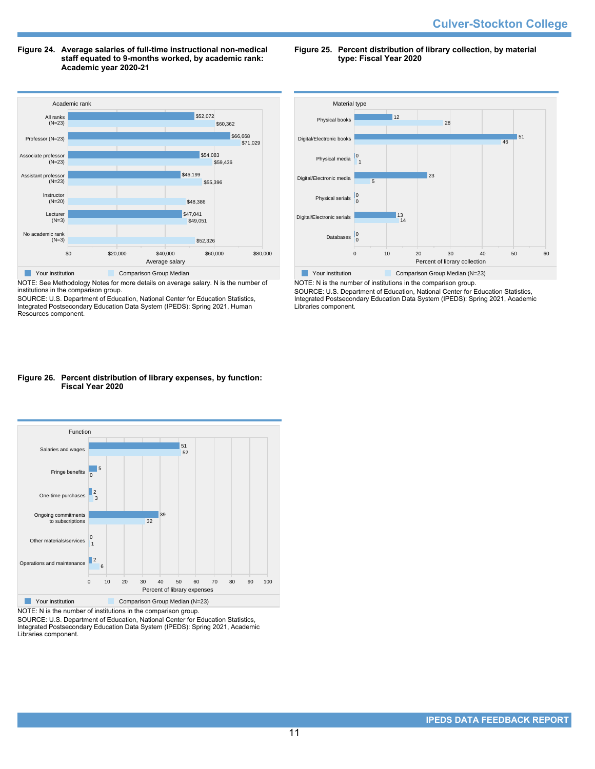**Figure 24. Average salaries of full-time instructional non-medical staff equated to 9-months worked, by academic rank: Academic year 2020-21**

| Academic rank | Your institution | Comparison Group Median |
|---|---|---|
| All ranks (N=23) | $52,072 | $60,362 |
| Professor (N=23) | $66,668 | $71,029 |
| Associate professor (N=23) | $54,083 | $59,436 |
| Assistant professor (N=23) | $46,199 | $55,396 |
| Instructor (N=20) | | $48,386 |
| Lecturer (N=3) | $47,041 | $49,051 |
| No academic rank (N=3) | | $52,326 |

NOTE: See Methodology Notes for more details on average salary. N is the number of institutions in the comparison group.

SOURCE: U.S. Department of Education, National Center for Education Statistics, Integrated Postsecondary Education Data System (IPEDS): Spring 2021, Human Resources component.

**Figure 25. Percent distribution of library collection, by material type: Fiscal Year 2020**

| Material type | Your institution | Comparison Group Median (N=23) |
|---|---|---|
| Physical books | 12 | 28 |
| Digital/Electronic books | 51 | 46 |
| Physical media | 0 | 1 |
| Digital/Electronic media | 23 | 5 |
| Physical serials | 0 | 0 |
| Digital/Electronic serials | 13 | 14 |
| Databases | 0 | 0 |

NOTE: N is the number of institutions in the comparison group.

SOURCE: U.S. Department of Education, National Center for Education Statistics, Integrated Postsecondary Education Data System (IPEDS): Spring 2021, Academic Libraries component.

**Figure 26. Percent distribution of library expenses, by function: Fiscal Year 2020**

| Function | Your institution | Comparison Group Median (N=23) |
|---|---|---|
| Salaries and wages | 51 | 52 |
| Fringe benefits | 5 | 0 |
| One-time purchases | 2 | 3 |
| Ongoing commitments to subscriptions | 39 | 32 |
| Other materials/services | 0 | 1 |
| Operations and maintenance | 2 | 6 |

NOTE: N is the number of institutions in the comparison group.

SOURCE: U.S. Department of Education, National Center for Education Statistics, Integrated Postsecondary Education Data System (IPEDS): Spring 2021, Academic Libraries component.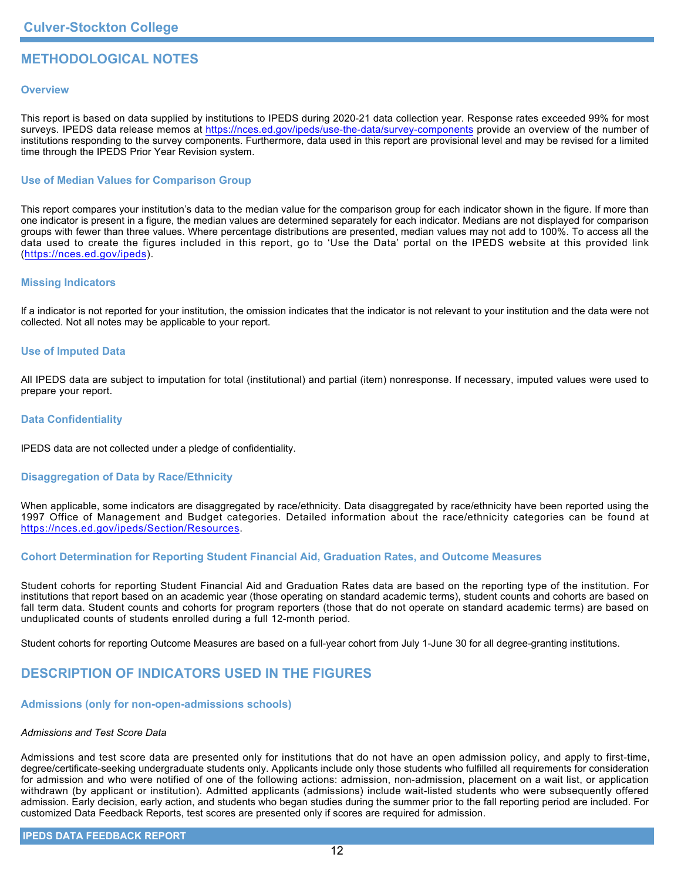# METHODOLOGICAL NOTES

## Overview

This report is based on data supplied by institutions to IPEDS during 2020-21 data collection year. Response rates exceeded 99% for most surveys. IPEDS data release memos at https://nces.ed.gov/ipeds/use-the-data/survey-components provide an overview of the number of institutions responding to the survey components. Furthermore, data used in this report are provisional level and may be revised for a limited time through the IPEDS Prior Year Revision system.

## Use of Median Values for Comparison Group

This report compares your institution's data to the median value for the comparison group for each indicator shown in the figure. If more than one indicator is present in a figure, the median values are determined separately for each indicator. Medians are not displayed for comparison groups with fewer than three values. Where percentage distributions are presented, median values may not add to 100%. To access all the data used to create the figures included in this report, go to 'Use the Data' portal on the IPEDS website at this provided link (https://nces.ed.gov/ipeds).

## Missing Indicators

If a indicator is not reported for your institution, the omission indicates that the indicator is not relevant to your institution and the data were not collected. Not all notes may be applicable to your report.

## Use of Imputed Data

All IPEDS data are subject to imputation for total (institutional) and partial (item) nonresponse. If necessary, imputed values were used to prepare your report.

## Data Confidentiality

IPEDS data are not collected under a pledge of confidentiality.

## Disaggregation of Data by Race/Ethnicity

When applicable, some indicators are disaggregated by race/ethnicity. Data disaggregated by race/ethnicity have been reported using the 1997 Office of Management and Budget categories. Detailed information about the race/ethnicity categories can be found at https://nces.ed.gov/ipeds/Section/Resources.

## Cohort Determination for Reporting Student Financial Aid, Graduation Rates, and Outcome Measures

Student cohorts for reporting Student Financial Aid and Graduation Rates data are based on the reporting type of the institution. For institutions that report based on an academic year (those operating on standard academic terms), student counts and cohorts are based on fall term data. Student counts and cohorts for program reporters (those that do not operate on standard academic terms) are based on unduplicated counts of students enrolled during a full 12-month period.

Student cohorts for reporting Outcome Measures are based on a full-year cohort from July 1-June 30 for all degree-granting institutions.

# DESCRIPTION OF INDICATORS USED IN THE FIGURES

## Admissions (only for non-open-admissions schools)

*Admissions and Test Score Data*

Admissions and test score data are presented only for institutions that do not have an open admission policy, and apply to first-time, degree/certificate-seeking undergraduate students only. Applicants include only those students who fulfilled all requirements for consideration for admission and who were notified of one of the following actions: admission, non-admission, placement on a wait list, or application withdrawn (by applicant or institution). Admitted applicants (admissions) include wait-listed students who were subsequently offered admission. Early decision, early action, and students who began studies during the summer prior to the fall reporting period are included. For customized Data Feedback Reports, test scores are presented only if scores are required for admission.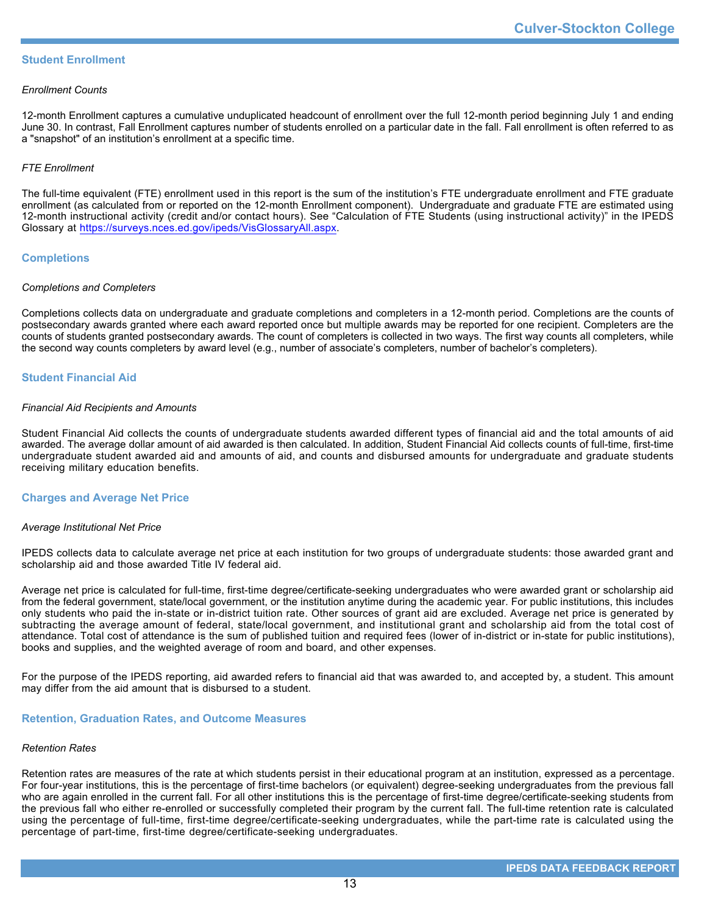## Student Enrollment

*Enrollment Counts*

12-month Enrollment captures a cumulative unduplicated headcount of enrollment over the full 12-month period beginning July 1 and ending June 30. In contrast, Fall Enrollment captures number of students enrolled on a particular date in the fall. Fall enrollment is often referred to as a "snapshot" of an institution's enrollment at a specific time.

*FTE Enrollment*

The full-time equivalent (FTE) enrollment used in this report is the sum of the institution's FTE undergraduate enrollment and FTE graduate enrollment (as calculated from or reported on the 12-month Enrollment component). Undergraduate and graduate FTE are estimated using 12-month instructional activity (credit and/or contact hours). See "Calculation of FTE Students (using instructional activity)" in the IPEDS Glossary at [https://surveys.nces.ed.gov/ipeds/VisGlossaryAll.aspx](https://surveys.nces.ed.gov/ipeds/VisGlossaryAll.aspx).

## Completions

*Completions and Completers*

Completions collects data on undergraduate and graduate completions and completers in a 12-month period. Completions are the counts of postsecondary awards granted where each award reported once but multiple awards may be reported for one recipient. Completers are the counts of students granted postsecondary awards. The count of completers is collected in two ways. The first way counts all completers, while the second way counts completers by award level (e.g., number of associate's completers, number of bachelor's completers).

## Student Financial Aid

*Financial Aid Recipients and Amounts*

Student Financial Aid collects the counts of undergraduate students awarded different types of financial aid and the total amounts of aid awarded. The average dollar amount of aid awarded is then calculated. In addition, Student Financial Aid collects counts of full-time, first-time undergraduate student awarded aid and amounts of aid, and counts and disbursed amounts for undergraduate and graduate students receiving military education benefits.

## Charges and Average Net Price

*Average Institutional Net Price*

IPEDS collects data to calculate average net price at each institution for two groups of undergraduate students: those awarded grant and scholarship aid and those awarded Title IV federal aid.

Average net price is calculated for full-time, first-time degree/certificate-seeking undergraduates who were awarded grant or scholarship aid from the federal government, state/local government, or the institution anytime during the academic year. For public institutions, this includes only students who paid the in-state or in-district tuition rate. Other sources of grant aid are excluded. Average net price is generated by subtracting the average amount of federal, state/local government, and institutional grant and scholarship aid from the total cost of attendance. Total cost of attendance is the sum of published tuition and required fees (lower of in-district or in-state for public institutions), books and supplies, and the weighted average of room and board, and other expenses.

For the purpose of the IPEDS reporting, aid awarded refers to financial aid that was awarded to, and accepted by, a student. This amount may differ from the aid amount that is disbursed to a student.

## Retention, Graduation Rates, and Outcome Measures

*Retention Rates*

Retention rates are measures of the rate at which students persist in their educational program at an institution, expressed as a percentage. For four-year institutions, this is the percentage of first-time bachelors (or equivalent) degree-seeking undergraduates from the previous fall who are again enrolled in the current fall. For all other institutions this is the percentage of first-time degree/certificate-seeking students from the previous fall who either re-enrolled or successfully completed their program by the current fall. The full-time retention rate is calculated using the percentage of full-time, first-time degree/certificate-seeking undergraduates, while the part-time rate is calculated using the percentage of part-time, first-time degree/certificate-seeking undergraduates.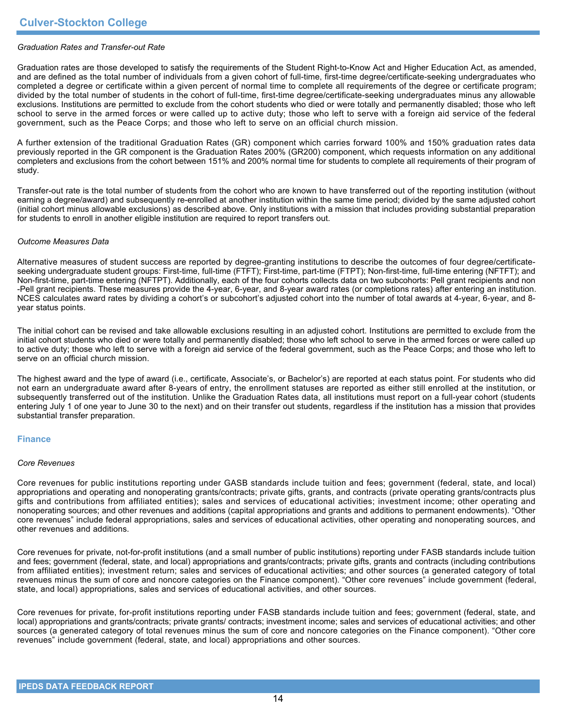*Graduation Rates and Transfer-out Rate*

Graduation rates are those developed to satisfy the requirements of the Student Right-to-Know Act and Higher Education Act, as amended, and are defined as the total number of individuals from a given cohort of full-time, first-time degree/certificate-seeking undergraduates who completed a degree or certificate within a given percent of normal time to complete all requirements of the degree or certificate program; divided by the total number of students in the cohort of full-time, first-time degree/certificate-seeking undergraduates minus any allowable exclusions. Institutions are permitted to exclude from the cohort students who died or were totally and permanently disabled; those who left school to serve in the armed forces or were called up to active duty; those who left to serve with a foreign aid service of the federal government, such as the Peace Corps; and those who left to serve on an official church mission.

A further extension of the traditional Graduation Rates (GR) component which carries forward 100% and 150% graduation rates data previously reported in the GR component is the Graduation Rates 200% (GR200) component, which requests information on any additional completers and exclusions from the cohort between 151% and 200% normal time for students to complete all requirements of their program of study.

Transfer-out rate is the total number of students from the cohort who are known to have transferred out of the reporting institution (without earning a degree/award) and subsequently re-enrolled at another institution within the same time period; divided by the same adjusted cohort (initial cohort minus allowable exclusions) as described above. Only institutions with a mission that includes providing substantial preparation for students to enroll in another eligible institution are required to report transfers out.

*Outcome Measures Data*

Alternative measures of student success are reported by degree-granting institutions to describe the outcomes of four degree/certificate-seeking undergraduate student groups: First-time, full-time (FTFT); First-time, part-time (FTPT); Non-first-time, full-time entering (NFTFT); and Non-first-time, part-time entering (NFTPT). Additionally, each of the four cohorts collects data on two subcohorts: Pell grant recipients and non -Pell grant recipients. These measures provide the 4-year, 6-year, and 8-year award rates (or completions rates) after entering an institution. NCES calculates award rates by dividing a cohort's or subcohort's adjusted cohort into the number of total awards at 4-year, 6-year, and 8-year status points.

The initial cohort can be revised and take allowable exclusions resulting in an adjusted cohort. Institutions are permitted to exclude from the initial cohort students who died or were totally and permanently disabled; those who left school to serve in the armed forces or were called up to active duty; those who left to serve with a foreign aid service of the federal government, such as the Peace Corps; and those who left to serve on an official church mission.

The highest award and the type of award (i.e., certificate, Associate's, or Bachelor's) are reported at each status point. For students who did not earn an undergraduate award after 8-years of entry, the enrollment statuses are reported as either still enrolled at the institution, or subsequently transferred out of the institution. Unlike the Graduation Rates data, all institutions must report on a full-year cohort (students entering July 1 of one year to June 30 to the next) and on their transfer out students, regardless if the institution has a mission that provides substantial transfer preparation.

## Finance

*Core Revenues*

Core revenues for public institutions reporting under GASB standards include tuition and fees; government (federal, state, and local) appropriations and operating and nonoperating grants/contracts; private gifts, grants, and contracts (private operating grants/contracts plus gifts and contributions from affiliated entities); sales and services of educational activities; investment income; other operating and nonoperating sources; and other revenues and additions (capital appropriations and grants and additions to permanent endowments). "Other core revenues" include federal appropriations, sales and services of educational activities, other operating and nonoperating sources, and other revenues and additions.

Core revenues for private, not-for-profit institutions (and a small number of public institutions) reporting under FASB standards include tuition and fees; government (federal, state, and local) appropriations and grants/contracts; private gifts, grants and contracts (including contributions from affiliated entities); investment return; sales and services of educational activities; and other sources (a generated category of total revenues minus the sum of core and noncore categories on the Finance component). "Other core revenues" include government (federal, state, and local) appropriations, sales and services of educational activities, and other sources.

Core revenues for private, for-profit institutions reporting under FASB standards include tuition and fees; government (federal, state, and local) appropriations and grants/contracts; private grants/ contracts; investment income; sales and services of educational activities; and other sources (a generated category of total revenues minus the sum of core and noncore categories on the Finance component). "Other core revenues" include government (federal, state, and local) appropriations and other sources.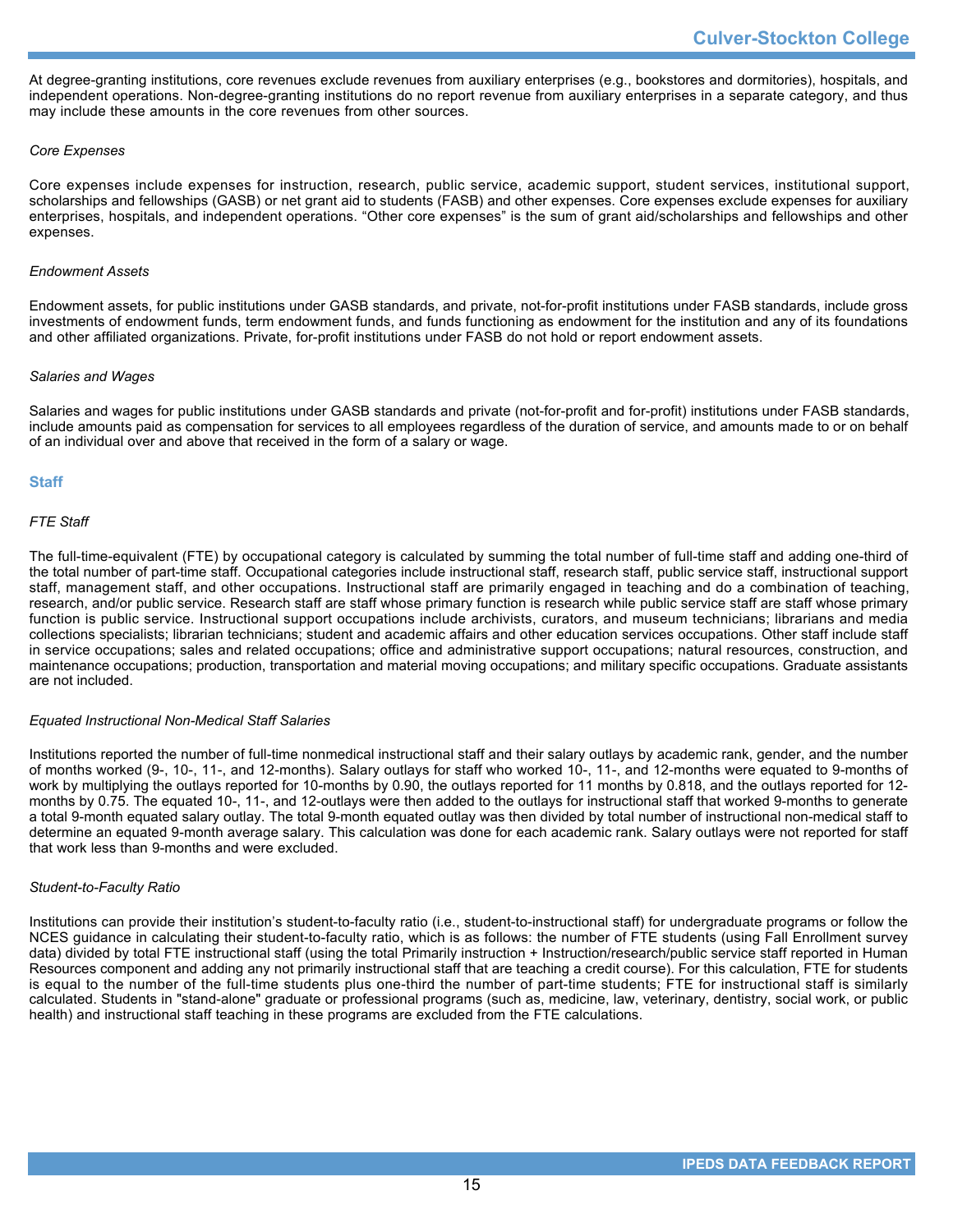At degree-granting institutions, core revenues exclude revenues from auxiliary enterprises (e.g., bookstores and dormitories), hospitals, and independent operations. Non-degree-granting institutions do no report revenue from auxiliary enterprises in a separate category, and thus may include these amounts in the core revenues from other sources.

*Core Expenses*

Core expenses include expenses for instruction, research, public service, academic support, student services, institutional support, scholarships and fellowships (GASB) or net grant aid to students (FASB) and other expenses. Core expenses exclude expenses for auxiliary enterprises, hospitals, and independent operations. “Other core expenses” is the sum of grant aid/scholarships and fellowships and other expenses.

*Endowment Assets*

Endowment assets, for public institutions under GASB standards, and private, not-for-profit institutions under FASB standards, include gross investments of endowment funds, term endowment funds, and funds functioning as endowment for the institution and any of its foundations and other affiliated organizations. Private, for-profit institutions under FASB do not hold or report endowment assets.

*Salaries and Wages*

Salaries and wages for public institutions under GASB standards and private (not-for-profit and for-profit) institutions under FASB standards, include amounts paid as compensation for services to all employees regardless of the duration of service, and amounts made to or on behalf of an individual over and above that received in the form of a salary or wage.

## Staff

*FTE Staff*

The full-time-equivalent (FTE) by occupational category is calculated by summing the total number of full-time staff and adding one-third of the total number of part-time staff. Occupational categories include instructional staff, research staff, public service staff, instructional support staff, management staff, and other occupations. Instructional staff are primarily engaged in teaching and do a combination of teaching, research, and/or public service. Research staff are staff whose primary function is research while public service staff are staff whose primary function is public service. Instructional support occupations include archivists, curators, and museum technicians; librarians and media collections specialists; librarian technicians; student and academic affairs and other education services occupations. Other staff include staff in service occupations; sales and related occupations; office and administrative support occupations; natural resources, construction, and maintenance occupations; production, transportation and material moving occupations; and military specific occupations. Graduate assistants are not included.

*Equated Instructional Non-Medical Staff Salaries*

Institutions reported the number of full-time nonmedical instructional staff and their salary outlays by academic rank, gender, and the number of months worked (9-, 10-, 11-, and 12-months). Salary outlays for staff who worked 10-, 11-, and 12-months were equated to 9-months of work by multiplying the outlays reported for 10-months by 0.90, the outlays reported for 11 months by 0.818, and the outlays reported for 12-months by 0.75. The equated 10-, 11-, and 12-outlays were then added to the outlays for instructional staff that worked 9-months to generate a total 9-month equated salary outlay. The total 9-month equated outlay was then divided by total number of instructional non-medical staff to determine an equated 9-month average salary. This calculation was done for each academic rank. Salary outlays were not reported for staff that work less than 9-months and were excluded.

*Student-to-Faculty Ratio*

Institutions can provide their institution’s student-to-faculty ratio (i.e., student-to-instructional staff) for undergraduate programs or follow the NCES guidance in calculating their student-to-faculty ratio, which is as follows: the number of FTE students (using Fall Enrollment survey data) divided by total FTE instructional staff (using the total Primarily instruction + Instruction/research/public service staff reported in Human Resources component and adding any not primarily instructional staff that are teaching a credit course). For this calculation, FTE for students is equal to the number of the full-time students plus one-third the number of part-time students; FTE for instructional staff is similarly calculated. Students in "stand-alone" graduate or professional programs (such as, medicine, law, veterinary, dentistry, social work, or public health) and instructional staff teaching in these programs are excluded from the FTE calculations.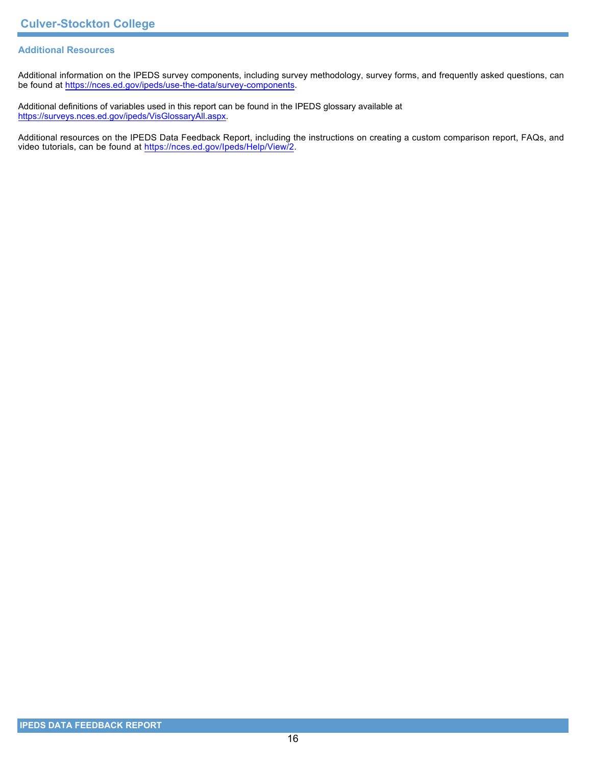## Additional Resources

Additional information on the IPEDS survey components, including survey methodology, survey forms, and frequently asked questions, can be found at https://nces.ed.gov/ipeds/use-the-data/survey-components.

Additional definitions of variables used in this report can be found in the IPEDS glossary available at https://surveys.nces.ed.gov/ipeds/VisGlossaryAll.aspx.

Additional resources on the IPEDS Data Feedback Report, including the instructions on creating a custom comparison report, FAQs, and video tutorials, can be found at https://nces.ed.gov/Ipeds/Help/View/2.